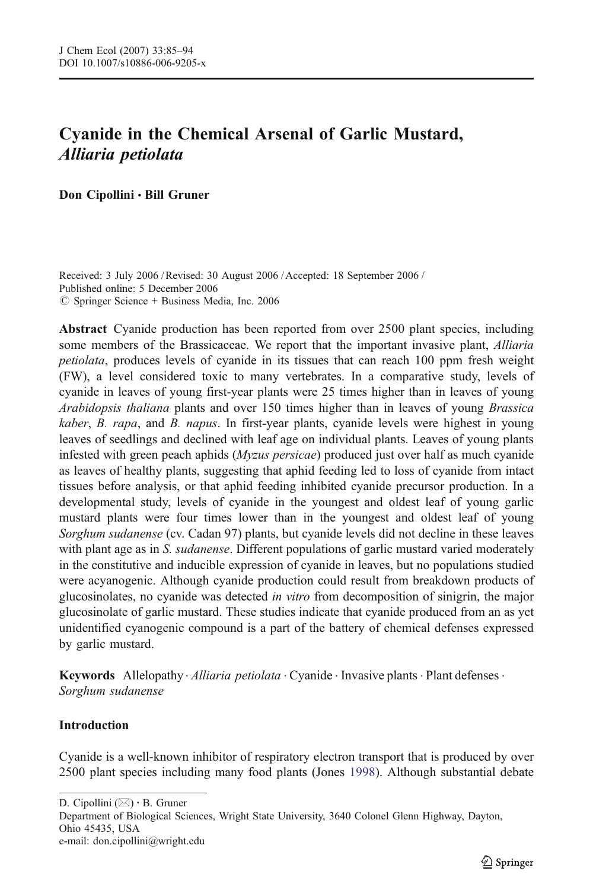# Cyanide in the Chemical Arsenal of Garlic Mustard, *Alliaria petiolata*

**Don Cipollini · Bill Gruner**

Received: 3 July 2006 / Revised: 30 August 2006 / Accepted: 18 September 2006 /
Published online: 5 December 2006
© Springer Science + Business Media, Inc. 2006

**Abstract** Cyanide production has been reported from over 2500 plant species, including some members of the Brassicaceae. We report that the important invasive plant, *Alliaria petiolata*, produces levels of cyanide in its tissues that can reach 100 ppm fresh weight (FW), a level considered toxic to many vertebrates. In a comparative study, levels of cyanide in leaves of young first-year plants were 25 times higher than in leaves of young *Arabidopsis thaliana* plants and over 150 times higher than in leaves of young *Brassica kaber*, *B. rapa*, and *B. napus*. In first-year plants, cyanide levels were highest in young leaves of seedlings and declined with leaf age on individual plants. Leaves of young plants infested with green peach aphids (*Myzus persicae*) produced just over half as much cyanide as leaves of healthy plants, suggesting that aphid feeding led to loss of cyanide from intact tissues before analysis, or that aphid feeding inhibited cyanide precursor production. In a developmental study, levels of cyanide in the youngest and oldest leaf of young garlic mustard plants were four times lower than in the youngest and oldest leaf of young *Sorghum sudanense* (cv. Cadan 97) plants, but cyanide levels did not decline in these leaves with plant age as in *S. sudanense*. Different populations of garlic mustard varied moderately in the constitutive and inducible expression of cyanide in leaves, but no populations studied were acyanogenic. Although cyanide production could result from breakdown products of glucosinolates, no cyanide was detected *in vitro* from decomposition of sinigrin, the major glucosinolate of garlic mustard. These studies indicate that cyanide produced from an as yet unidentified cyanogenic compound is a part of the battery of chemical defenses expressed by garlic mustard.

**Keywords** Allelopathy · *Alliaria petiolata* · Cyanide · Invasive plants · Plant defenses · *Sorghum sudanense*

## Introduction

Cyanide is a well-known inhibitor of respiratory electron transport that is produced by over 2500 plant species including many food plants (Jones 1998). Although substantial debate

D. Cipollini (✉) · B. Gruner
Department of Biological Sciences, Wright State University, 3640 Colonel Glenn Highway, Dayton, Ohio 45435, USA
e-mail: don.cipollini@wright.edu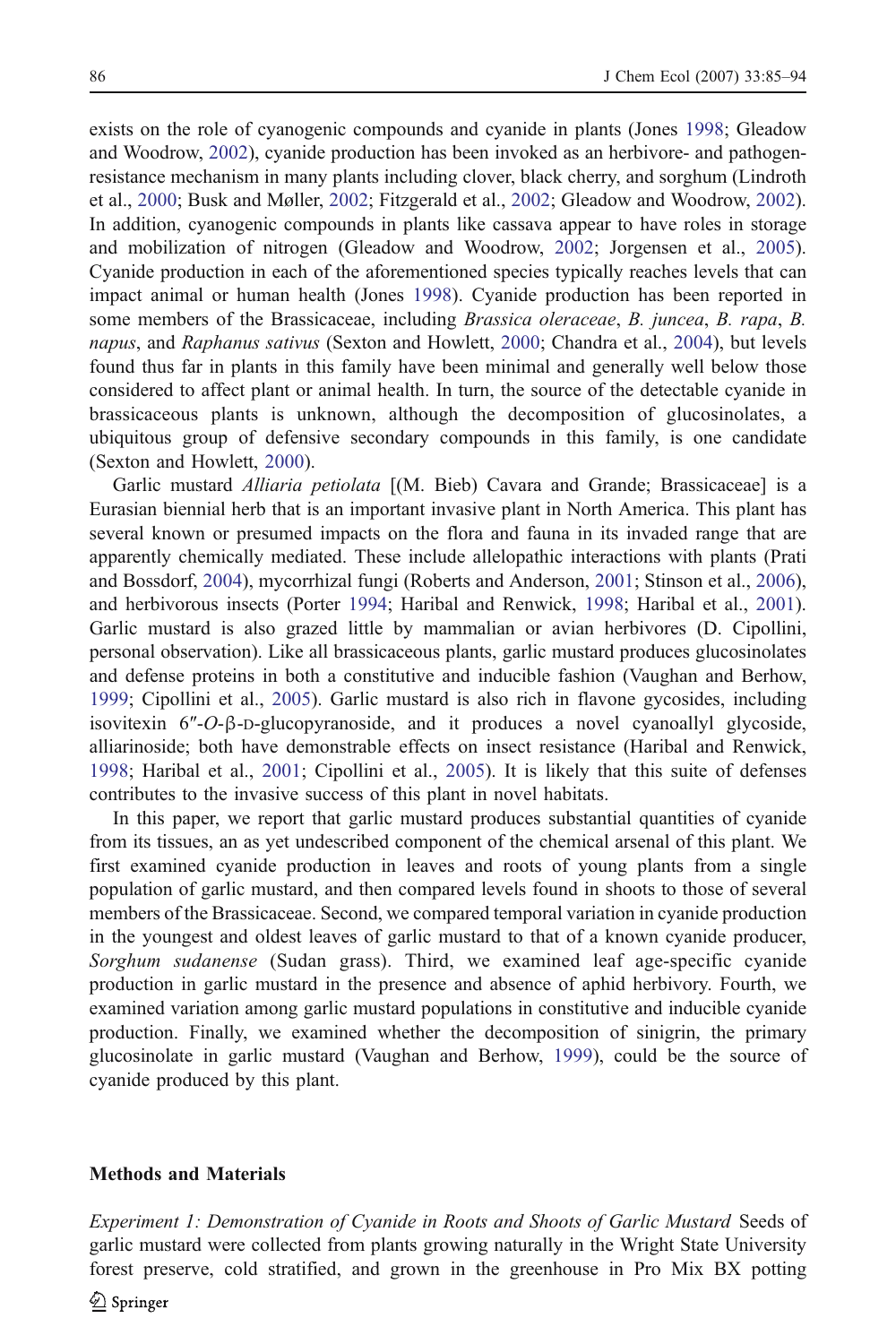exists on the role of cyanogenic compounds and cyanide in plants (Jones 1998; Gleadow and Woodrow, 2002), cyanide production has been invoked as an herbivore- and pathogen-resistance mechanism in many plants including clover, black cherry, and sorghum (Lindroth et al., 2000; Busk and Møller, 2002; Fitzgerald et al., 2002; Gleadow and Woodrow, 2002). In addition, cyanogenic compounds in plants like cassava appear to have roles in storage and mobilization of nitrogen (Gleadow and Woodrow, 2002; Jorgensen et al., 2005). Cyanide production in each of the aforementioned species typically reaches levels that can impact animal or human health (Jones 1998). Cyanide production has been reported in some members of the Brassicaceae, including *Brassica oleraceae*, *B. juncea*, *B. rapa*, *B. napus*, and *Raphanus sativus* (Sexton and Howlett, 2000; Chandra et al., 2004), but levels found thus far in plants in this family have been minimal and generally well below those considered to affect plant or animal health. In turn, the source of the detectable cyanide in brassicaceous plants is unknown, although the decomposition of glucosinolates, a ubiquitous group of defensive secondary compounds in this family, is one candidate (Sexton and Howlett, 2000).

Garlic mustard *Alliaria petiolata* [(M. Bieb) Cavara and Grande; Brassicaceae] is a Eurasian biennial herb that is an important invasive plant in North America. This plant has several known or presumed impacts on the flora and fauna in its invaded range that are apparently chemically mediated. These include allelopathic interactions with plants (Prati and Bossdorf, 2004), mycorrhizal fungi (Roberts and Anderson, 2001; Stinson et al., 2006), and herbivorous insects (Porter 1994; Haribal and Renwick, 1998; Haribal et al., 2001). Garlic mustard is also grazed little by mammalian or avian herbivores (D. Cipollini, personal observation). Like all brassicaceous plants, garlic mustard produces glucosinolates and defense proteins in both a constitutive and inducible fashion (Vaughan and Berhow, 1999; Cipollini et al., 2005). Garlic mustard is also rich in flavone gycosides, including isovitexin 6″-*O*-β-D-glucopyranoside, and it produces a novel cyanoallyl glycoside, alliarinoside; both have demonstrable effects on insect resistance (Haribal and Renwick, 1998; Haribal et al., 2001; Cipollini et al., 2005). It is likely that this suite of defenses contributes to the invasive success of this plant in novel habitats.

In this paper, we report that garlic mustard produces substantial quantities of cyanide from its tissues, an as yet undescribed component of the chemical arsenal of this plant. We first examined cyanide production in leaves and roots of young plants from a single population of garlic mustard, and then compared levels found in shoots to those of several members of the Brassicaceae. Second, we compared temporal variation in cyanide production in the youngest and oldest leaves of garlic mustard to that of a known cyanide producer, *Sorghum sudanense* (Sudan grass). Third, we examined leaf age-specific cyanide production in garlic mustard in the presence and absence of aphid herbivory. Fourth, we examined variation among garlic mustard populations in constitutive and inducible cyanide production. Finally, we examined whether the decomposition of sinigrin, the primary glucosinolate in garlic mustard (Vaughan and Berhow, 1999), could be the source of cyanide produced by this plant.

## Methods and Materials

*Experiment 1: Demonstration of Cyanide in Roots and Shoots of Garlic Mustard* Seeds of garlic mustard were collected from plants growing naturally in the Wright State University forest preserve, cold stratified, and grown in the greenhouse in Pro Mix BX potting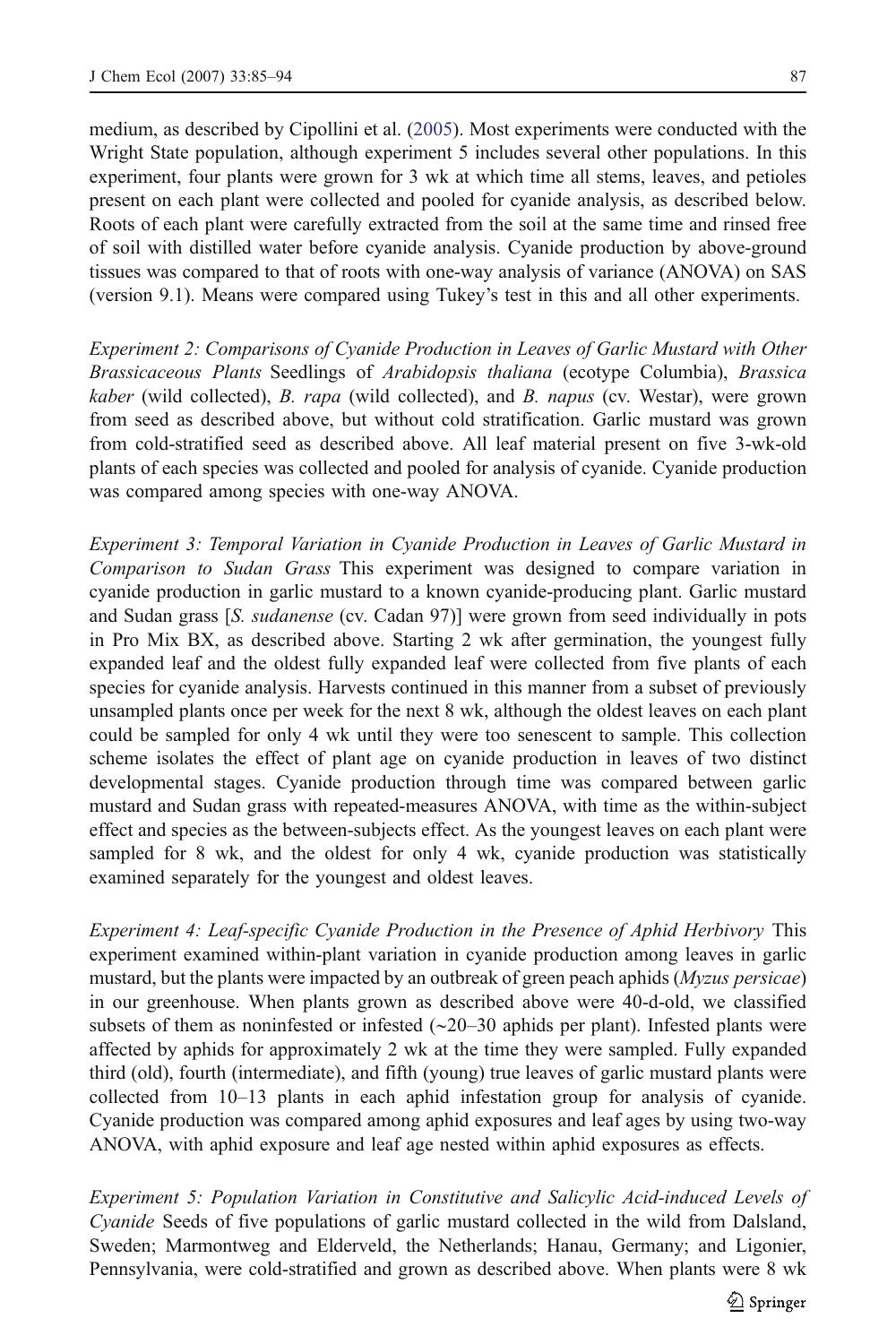medium, as described by Cipollini et al. (2005). Most experiments were conducted with the Wright State population, although experiment 5 includes several other populations. In this experiment, four plants were grown for 3 wk at which time all stems, leaves, and petioles present on each plant were collected and pooled for cyanide analysis, as described below. Roots of each plant were carefully extracted from the soil at the same time and rinsed free of soil with distilled water before cyanide analysis. Cyanide production by above-ground tissues was compared to that of roots with one-way analysis of variance (ANOVA) on SAS (version 9.1). Means were compared using Tukey's test in this and all other experiments.

*Experiment 2: Comparisons of Cyanide Production in Leaves of Garlic Mustard with Other Brassicaceous Plants* Seedlings of *Arabidopsis thaliana* (ecotype Columbia), *Brassica kaber* (wild collected), *B. rapa* (wild collected), and *B. napus* (cv. Westar), were grown from seed as described above, but without cold stratification. Garlic mustard was grown from cold-stratified seed as described above. All leaf material present on five 3-wk-old plants of each species was collected and pooled for analysis of cyanide. Cyanide production was compared among species with one-way ANOVA.

*Experiment 3: Temporal Variation in Cyanide Production in Leaves of Garlic Mustard in Comparison to Sudan Grass* This experiment was designed to compare variation in cyanide production in garlic mustard to a known cyanide-producing plant. Garlic mustard and Sudan grass [*S. sudanense* (cv. Cadan 97)] were grown from seed individually in pots in Pro Mix BX, as described above. Starting 2 wk after germination, the youngest fully expanded leaf and the oldest fully expanded leaf were collected from five plants of each species for cyanide analysis. Harvests continued in this manner from a subset of previously unsampled plants once per week for the next 8 wk, although the oldest leaves on each plant could be sampled for only 4 wk until they were too senescent to sample. This collection scheme isolates the effect of plant age on cyanide production in leaves of two distinct developmental stages. Cyanide production through time was compared between garlic mustard and Sudan grass with repeated-measures ANOVA, with time as the within-subject effect and species as the between-subjects effect. As the youngest leaves on each plant were sampled for 8 wk, and the oldest for only 4 wk, cyanide production was statistically examined separately for the youngest and oldest leaves.

*Experiment 4: Leaf-specific Cyanide Production in the Presence of Aphid Herbivory* This experiment examined within-plant variation in cyanide production among leaves in garlic mustard, but the plants were impacted by an outbreak of green peach aphids (*Myzus persicae*) in our greenhouse. When plants grown as described above were 40-d-old, we classified subsets of them as noninfested or infested (~20–30 aphids per plant). Infested plants were affected by aphids for approximately 2 wk at the time they were sampled. Fully expanded third (old), fourth (intermediate), and fifth (young) true leaves of garlic mustard plants were collected from 10–13 plants in each aphid infestation group for analysis of cyanide. Cyanide production was compared among aphid exposures and leaf ages by using two-way ANOVA, with aphid exposure and leaf age nested within aphid exposures as effects.

*Experiment 5: Population Variation in Constitutive and Salicylic Acid-induced Levels of Cyanide* Seeds of five populations of garlic mustard collected in the wild from Dalsland, Sweden; Marmontweg and Elderveld, the Netherlands; Hanau, Germany; and Ligonier, Pennsylvania, were cold-stratified and grown as described above. When plants were 8 wk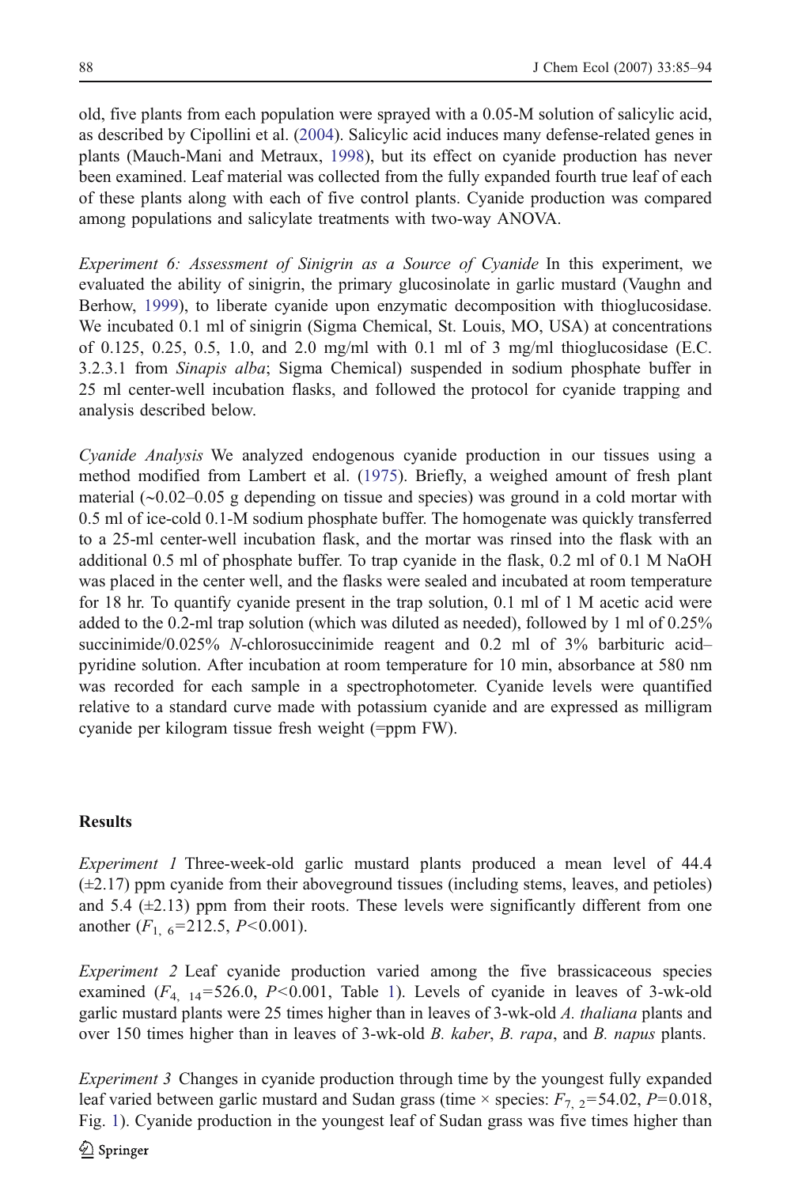old, five plants from each population were sprayed with a 0.05-M solution of salicylic acid, as described by Cipollini et al. (2004). Salicylic acid induces many defense-related genes in plants (Mauch-Mani and Metraux, 1998), but its effect on cyanide production has never been examined. Leaf material was collected from the fully expanded fourth true leaf of each of these plants along with each of five control plants. Cyanide production was compared among populations and salicylate treatments with two-way ANOVA.

*Experiment 6: Assessment of Sinigrin as a Source of Cyanide* In this experiment, we evaluated the ability of sinigrin, the primary glucosinolate in garlic mustard (Vaughn and Berhow, 1999), to liberate cyanide upon enzymatic decomposition with thioglucosidase. We incubated 0.1 ml of sinigrin (Sigma Chemical, St. Louis, MO, USA) at concentrations of 0.125, 0.25, 0.5, 1.0, and 2.0 mg/ml with 0.1 ml of 3 mg/ml thioglucosidase (E.C. 3.2.3.1 from *Sinapis alba*; Sigma Chemical) suspended in sodium phosphate buffer in 25 ml center-well incubation flasks, and followed the protocol for cyanide trapping and analysis described below.

*Cyanide Analysis* We analyzed endogenous cyanide production in our tissues using a method modified from Lambert et al. (1975). Briefly, a weighed amount of fresh plant material (~0.02–0.05 g depending on tissue and species) was ground in a cold mortar with 0.5 ml of ice-cold 0.1-M sodium phosphate buffer. The homogenate was quickly transferred to a 25-ml center-well incubation flask, and the mortar was rinsed into the flask with an additional 0.5 ml of phosphate buffer. To trap cyanide in the flask, 0.2 ml of 0.1 M NaOH was placed in the center well, and the flasks were sealed and incubated at room temperature for 18 hr. To quantify cyanide present in the trap solution, 0.1 ml of 1 M acetic acid were added to the 0.2-ml trap solution (which was diluted as needed), followed by 1 ml of 0.25% succinimide/0.025% *N*-chlorosuccinimide reagent and 0.2 ml of 3% barbituric acid–pyridine solution. After incubation at room temperature for 10 min, absorbance at 580 nm was recorded for each sample in a spectrophotometer. Cyanide levels were quantified relative to a standard curve made with potassium cyanide and are expressed as milligram cyanide per kilogram tissue fresh weight (=ppm FW).

## Results

*Experiment 1* Three-week-old garlic mustard plants produced a mean level of 44.4 (±2.17) ppm cyanide from their aboveground tissues (including stems, leaves, and petioles) and 5.4 (±2.13) ppm from their roots. These levels were significantly different from one another ($F_{1,\ 6}$=212.5, $P$<0.001).

*Experiment 2* Leaf cyanide production varied among the five brassicaceous species examined ($F_{4,\ 14}$=526.0, $P$<0.001, Table 1). Levels of cyanide in leaves of 3-wk-old garlic mustard plants were 25 times higher than in leaves of 3-wk-old *A. thaliana* plants and over 150 times higher than in leaves of 3-wk-old *B. kaber*, *B. rapa*, and *B. napus* plants.

*Experiment 3* Changes in cyanide production through time by the youngest fully expanded leaf varied between garlic mustard and Sudan grass (time × species: $F_{7,\ 2}$=54.02, $P$=0.018, Fig. 1). Cyanide production in the youngest leaf of Sudan grass was five times higher than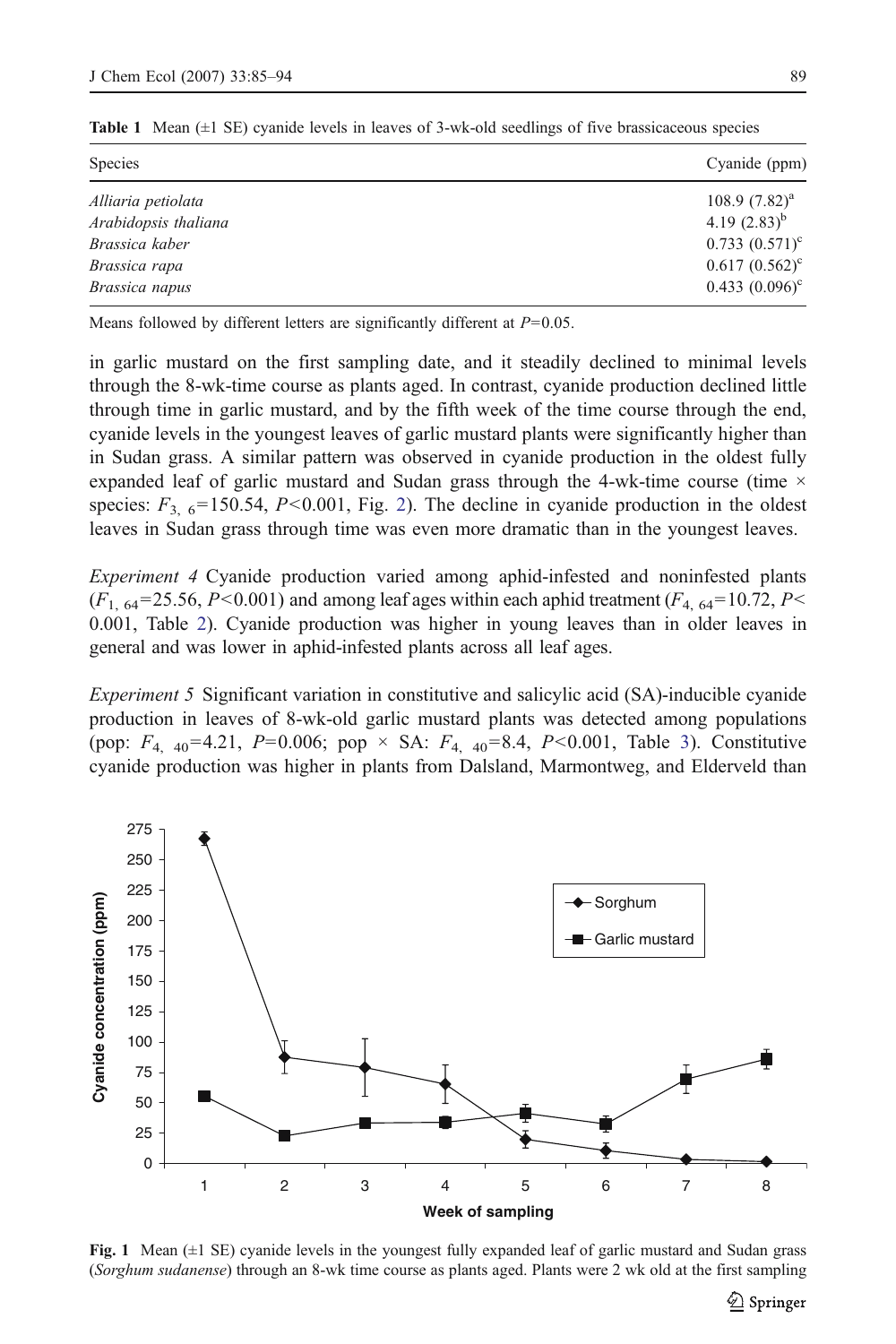**Table 1** Mean (±1 SE) cyanide levels in leaves of 3-wk-old seedlings of five brassicaceous species

| Species | Cyanide (ppm) |
|---|---|
| *Alliaria petiolata* | 108.9 (7.82)[a] |
| *Arabidopsis thaliana* | 4.19 (2.83)[b] |
| *Brassica kaber* | 0.733 (0.571)[c] |
| *Brassica rapa* | 0.617 (0.562)[c] |
| *Brassica napus* | 0.433 (0.096)[c] |

Means followed by different letters are significantly different at $P=0.05$.

in garlic mustard on the first sampling date, and it steadily declined to minimal levels through the 8-wk-time course as plants aged. In contrast, cyanide production declined little through time in garlic mustard, and by the fifth week of the time course through the end, cyanide levels in the youngest leaves of garlic mustard plants were significantly higher than in Sudan grass. A similar pattern was observed in cyanide production in the oldest fully expanded leaf of garlic mustard and Sudan grass through the 4-wk-time course (time × species: $F_{3,\ 6}=150.54$, $P<0.001$, Fig. 2). The decline in cyanide production in the oldest leaves in Sudan grass through time was even more dramatic than in the youngest leaves.

*Experiment 4* Cyanide production varied among aphid-infested and noninfested plants ($F_{1,\ 64}=25.56$, $P<0.001$) and among leaf ages within each aphid treatment ($F_{4,\ 64}=10.72$, $P<0.001$, Table 2). Cyanide production was higher in young leaves than in older leaves in general and was lower in aphid-infested plants across all leaf ages.

*Experiment 5* Significant variation in constitutive and salicylic acid (SA)-inducible cyanide production in leaves of 8-wk-old garlic mustard plants was detected among populations (pop: $F_{4,\ 40}=4.21$, $P=0.006$; pop × SA: $F_{4,\ 40}=8.4$, $P<0.001$, Table 3). Constitutive cyanide production was higher in plants from Dalsland, Marmontweg, and Elderveld than

**Fig. 1** Mean (±1 SE) cyanide levels in the youngest fully expanded leaf of garlic mustard and Sudan grass (*Sorghum sudanense*) through an 8-wk time course as plants aged. Plants were 2 wk old at the first sampling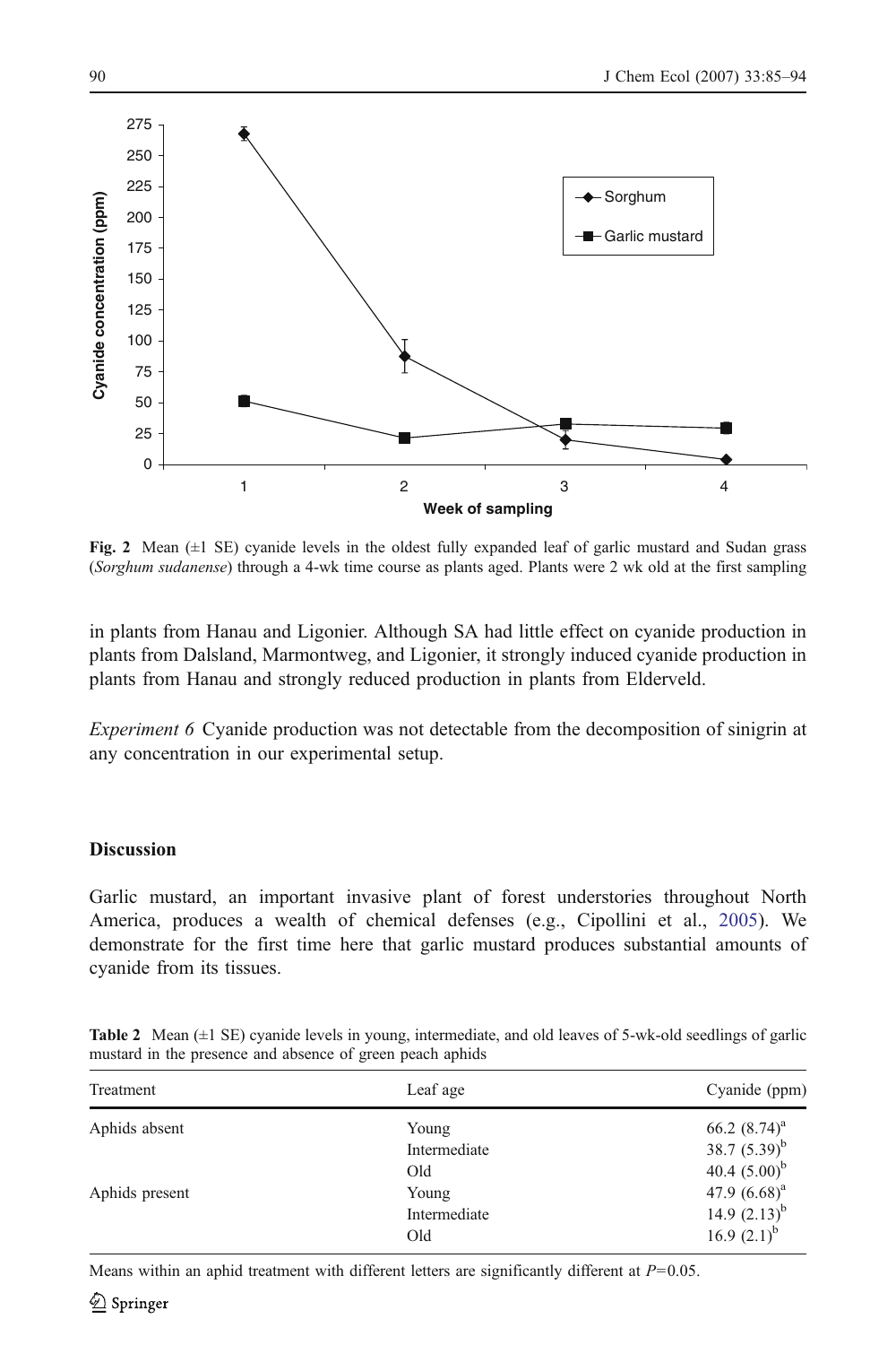Fig. 2 Mean (±1 SE) cyanide levels in the oldest fully expanded leaf of garlic mustard and Sudan grass (*Sorghum sudanense*) through a 4-wk time course as plants aged. Plants were 2 wk old at the first sampling

in plants from Hanau and Ligonier. Although SA had little effect on cyanide production in plants from Dalsland, Marmontweg, and Ligonier, it strongly induced cyanide production in plants from Hanau and strongly reduced production in plants from Elderveld.

*Experiment 6* Cyanide production was not detectable from the decomposition of sinigrin at any concentration in our experimental setup.

## Discussion

Garlic mustard, an important invasive plant of forest understories throughout North America, produces a wealth of chemical defenses (e.g., Cipollini et al., 2005). We demonstrate for the first time here that garlic mustard produces substantial amounts of cyanide from its tissues.

**Table 2** Mean (±1 SE) cyanide levels in young, intermediate, and old leaves of 5-wk-old seedlings of garlic mustard in the presence and absence of green peach aphids

| Treatment | Leaf age | Cyanide (ppm) |
|---|---|---|
| Aphids absent | Young | 66.2 (8.74)[a] |
| | Intermediate | 38.7 (5.39)[b] |
| | Old | 40.4 (5.00)[b] |
| Aphids present | Young | 47.9 (6.68)[a] |
| | Intermediate | 14.9 (2.13)[b] |
| | Old | 16.9 (2.1)[b] |

Means within an aphid treatment with different letters are significantly different at $P=0.05$.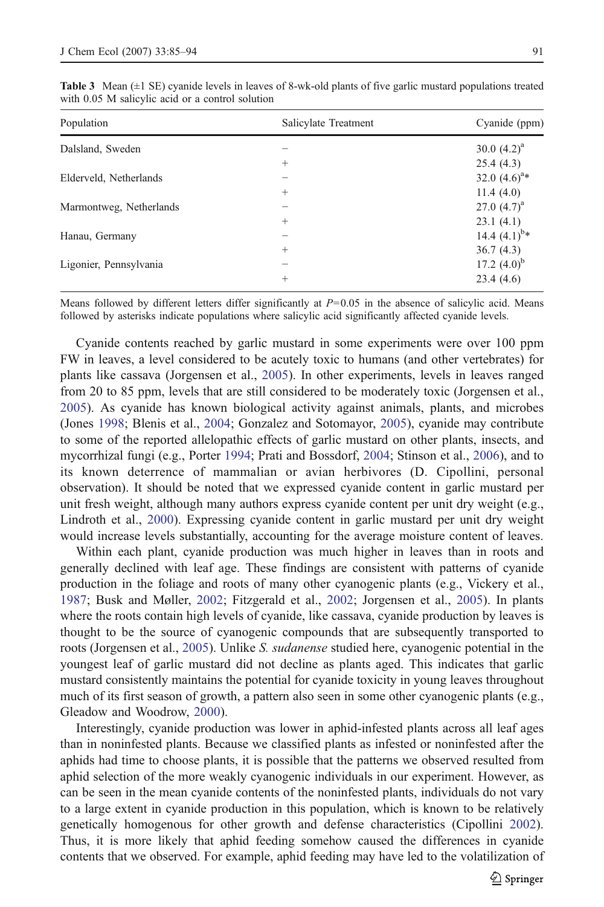**Table 3** Mean (±1 SE) cyanide levels in leaves of 8-wk-old plants of five garlic mustard populations treated with 0.05 M salicylic acid or a control solution

| Population | Salicylate Treatment | Cyanide (ppm) |
|---|---|---|
| Dalsland, Sweden | − | 30.0 (4.2)[a] |
| | + | 25.4 (4.3) |
| Elderveld, Netherlands | − | 32.0 (4.6)[a]* |
| | + | 11.4 (4.0) |
| Marmontweg, Netherlands | − | 27.0 (4.7)[a] |
| | + | 23.1 (4.1) |
| Hanau, Germany | − | 14.4 (4.1)[b]* |
| | + | 36.7 (4.3) |
| Ligonier, Pennsylvania | − | 17.2 (4.0)[b] |
| | + | 23.4 (4.6) |

Means followed by different letters differ significantly at $P$=0.05 in the absence of salicylic acid. Means followed by asterisks indicate populations where salicylic acid significantly affected cyanide levels.

Cyanide contents reached by garlic mustard in some experiments were over 100 ppm FW in leaves, a level considered to be acutely toxic to humans (and other vertebrates) for plants like cassava (Jorgensen et al., 2005). In other experiments, levels in leaves ranged from 20 to 85 ppm, levels that are still considered to be moderately toxic (Jorgensen et al., 2005). As cyanide has known biological activity against animals, plants, and microbes (Jones 1998; Blenis et al., 2004; Gonzalez and Sotomayor, 2005), cyanide may contribute to some of the reported allelopathic effects of garlic mustard on other plants, insects, and mycorrhizal fungi (e.g., Porter 1994; Prati and Bossdorf, 2004; Stinson et al., 2006), and to its known deterrence of mammalian or avian herbivores (D. Cipollini, personal observation). It should be noted that we expressed cyanide content in garlic mustard per unit fresh weight, although many authors express cyanide content per unit dry weight (e.g., Lindroth et al., 2000). Expressing cyanide content in garlic mustard per unit dry weight would increase levels substantially, accounting for the average moisture content of leaves.

Within each plant, cyanide production was much higher in leaves than in roots and generally declined with leaf age. These findings are consistent with patterns of cyanide production in the foliage and roots of many other cyanogenic plants (e.g., Vickery et al., 1987; Busk and Møller, 2002; Fitzgerald et al., 2002; Jorgensen et al., 2005). In plants where the roots contain high levels of cyanide, like cassava, cyanide production by leaves is thought to be the source of cyanogenic compounds that are subsequently transported to roots (Jorgensen et al., 2005). Unlike *S. sudanense* studied here, cyanogenic potential in the youngest leaf of garlic mustard did not decline as plants aged. This indicates that garlic mustard consistently maintains the potential for cyanide toxicity in young leaves throughout much of its first season of growth, a pattern also seen in some other cyanogenic plants (e.g., Gleadow and Woodrow, 2000).

Interestingly, cyanide production was lower in aphid-infested plants across all leaf ages than in noninfested plants. Because we classified plants as infested or noninfested after the aphids had time to choose plants, it is possible that the patterns we observed resulted from aphid selection of the more weakly cyanogenic individuals in our experiment. However, as can be seen in the mean cyanide contents of the noninfested plants, individuals do not vary to a large extent in cyanide production in this population, which is known to be relatively genetically homogenous for other growth and defense characteristics (Cipollini 2002). Thus, it is more likely that aphid feeding somehow caused the differences in cyanide contents that we observed. For example, aphid feeding may have led to the volatilization of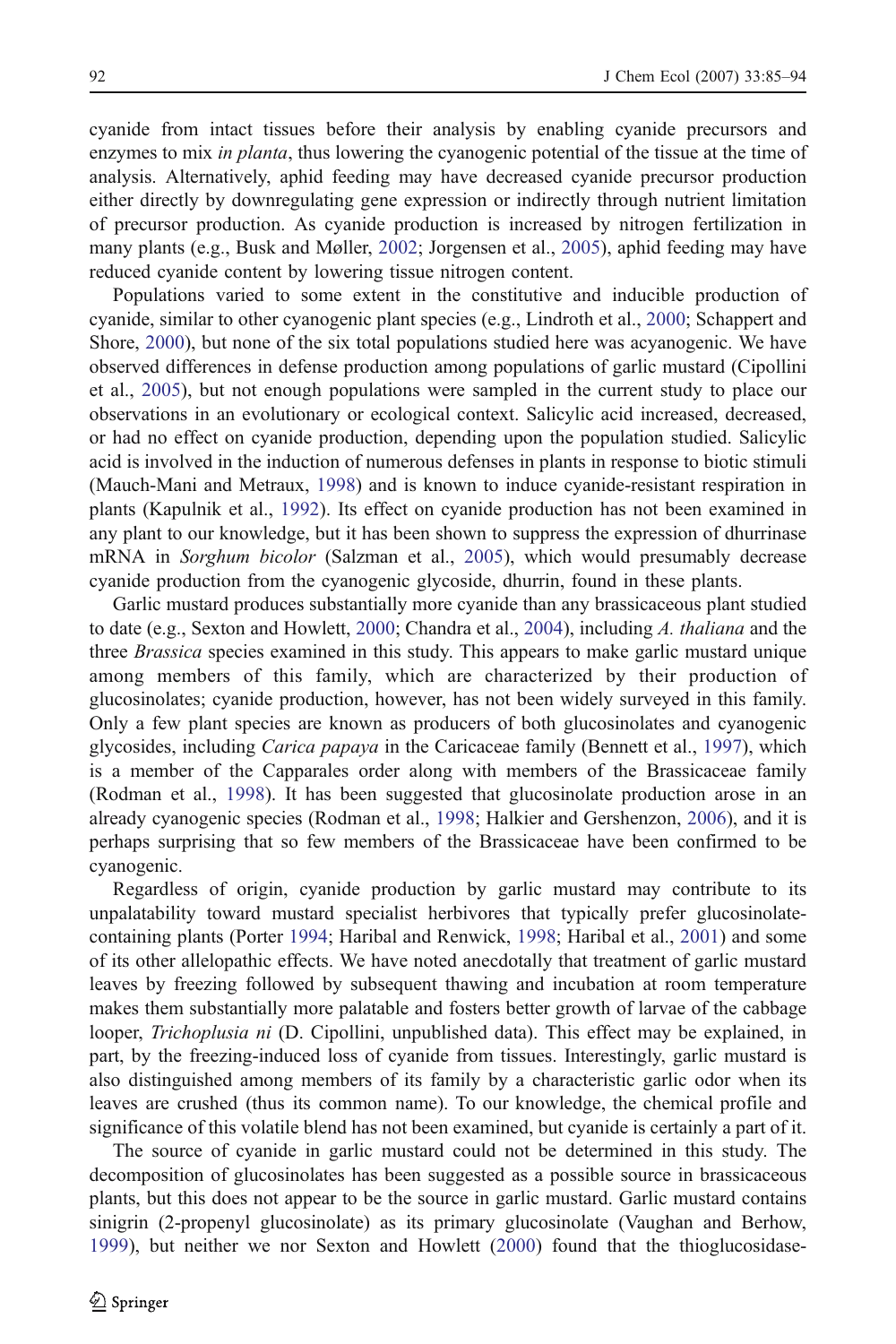cyanide from intact tissues before their analysis by enabling cyanide precursors and enzymes to mix *in planta*, thus lowering the cyanogenic potential of the tissue at the time of analysis. Alternatively, aphid feeding may have decreased cyanide precursor production either directly by downregulating gene expression or indirectly through nutrient limitation of precursor production. As cyanide production is increased by nitrogen fertilization in many plants (e.g., Busk and Møller, 2002; Jorgensen et al., 2005), aphid feeding may have reduced cyanide content by lowering tissue nitrogen content.

Populations varied to some extent in the constitutive and inducible production of cyanide, similar to other cyanogenic plant species (e.g., Lindroth et al., 2000; Schappert and Shore, 2000), but none of the six total populations studied here was acyanogenic. We have observed differences in defense production among populations of garlic mustard (Cipollini et al., 2005), but not enough populations were sampled in the current study to place our observations in an evolutionary or ecological context. Salicylic acid increased, decreased, or had no effect on cyanide production, depending upon the population studied. Salicylic acid is involved in the induction of numerous defenses in plants in response to biotic stimuli (Mauch-Mani and Metraux, 1998) and is known to induce cyanide-resistant respiration in plants (Kapulnik et al., 1992). Its effect on cyanide production has not been examined in any plant to our knowledge, but it has been shown to suppress the expression of dhurrinase mRNA in *Sorghum bicolor* (Salzman et al., 2005), which would presumably decrease cyanide production from the cyanogenic glycoside, dhurrin, found in these plants.

Garlic mustard produces substantially more cyanide than any brassicaceous plant studied to date (e.g., Sexton and Howlett, 2000; Chandra et al., 2004), including *A. thaliana* and the three *Brassica* species examined in this study. This appears to make garlic mustard unique among members of this family, which are characterized by their production of glucosinolates; cyanide production, however, has not been widely surveyed in this family. Only a few plant species are known as producers of both glucosinolates and cyanogenic glycosides, including *Carica papaya* in the Caricaceae family (Bennett et al., 1997), which is a member of the Capparales order along with members of the Brassicaceae family (Rodman et al., 1998). It has been suggested that glucosinolate production arose in an already cyanogenic species (Rodman et al., 1998; Halkier and Gershenzon, 2006), and it is perhaps surprising that so few members of the Brassicaceae have been confirmed to be cyanogenic.

Regardless of origin, cyanide production by garlic mustard may contribute to its unpalatability toward mustard specialist herbivores that typically prefer glucosinolate-containing plants (Porter 1994; Haribal and Renwick, 1998; Haribal et al., 2001) and some of its other allelopathic effects. We have noted anecdotally that treatment of garlic mustard leaves by freezing followed by subsequent thawing and incubation at room temperature makes them substantially more palatable and fosters better growth of larvae of the cabbage looper, *Trichoplusia ni* (D. Cipollini, unpublished data). This effect may be explained, in part, by the freezing-induced loss of cyanide from tissues. Interestingly, garlic mustard is also distinguished among members of its family by a characteristic garlic odor when its leaves are crushed (thus its common name). To our knowledge, the chemical profile and significance of this volatile blend has not been examined, but cyanide is certainly a part of it.

The source of cyanide in garlic mustard could not be determined in this study. The decomposition of glucosinolates has been suggested as a possible source in brassicaceous plants, but this does not appear to be the source in garlic mustard. Garlic mustard contains sinigrin (2-propenyl glucosinolate) as its primary glucosinolate (Vaughan and Berhow, 1999), but neither we nor Sexton and Howlett (2000) found that the thioglucosidase-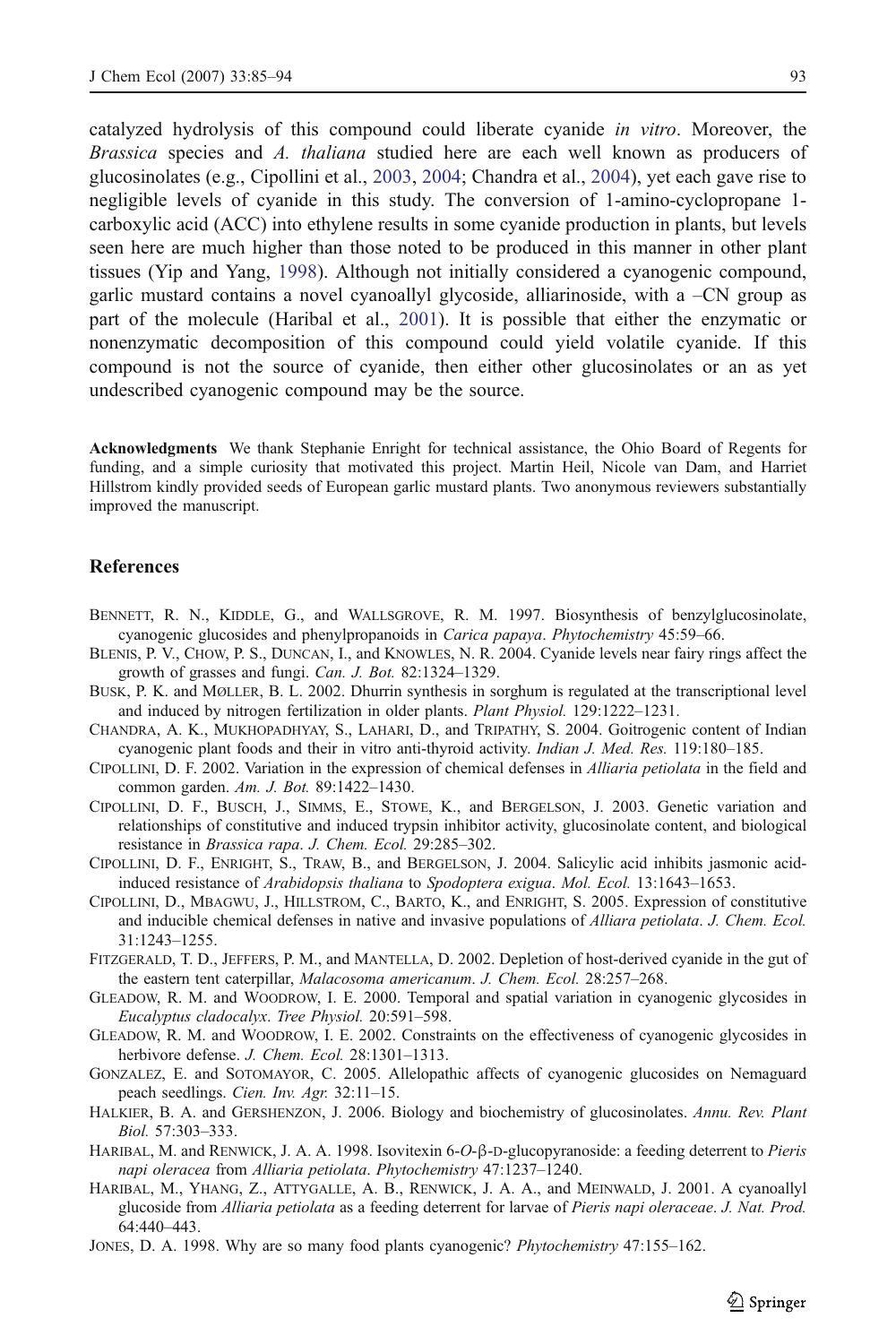catalyzed hydrolysis of this compound could liberate cyanide *in vitro*. Moreover, the *Brassica* species and *A. thaliana* studied here are each well known as producers of glucosinolates (e.g., Cipollini et al., 2003, 2004; Chandra et al., 2004), yet each gave rise to negligible levels of cyanide in this study. The conversion of 1-amino-cyclopropane 1-carboxylic acid (ACC) into ethylene results in some cyanide production in plants, but levels seen here are much higher than those noted to be produced in this manner in other plant tissues (Yip and Yang, 1998). Although not initially considered a cyanogenic compound, garlic mustard contains a novel cyanoallyl glycoside, alliarinoside, with a –CN group as part of the molecule (Haribal et al., 2001). It is possible that either the enzymatic or nonenzymatic decomposition of this compound could yield volatile cyanide. If this compound is not the source of cyanide, then either other glucosinolates or an as yet undescribed cyanogenic compound may be the source.

**Acknowledgments** We thank Stephanie Enright for technical assistance, the Ohio Board of Regents for funding, and a simple curiosity that motivated this project. Martin Heil, Nicole van Dam, and Harriet Hillstrom kindly provided seeds of European garlic mustard plants. Two anonymous reviewers substantially improved the manuscript.

## References

Bennett, R. N., Kiddle, G., and Wallsgrove, R. M. 1997. Biosynthesis of benzylglucosinolate, cyanogenic glucosides and phenylpropanoids in *Carica papaya*. *Phytochemistry* 45:59–66.

Blenis, P. V., Chow, P. S., Duncan, I., and Knowles, N. R. 2004. Cyanide levels near fairy rings affect the growth of grasses and fungi. *Can. J. Bot.* 82:1324–1329.

Busk, P. K. and Møller, B. L. 2002. Dhurrin synthesis in sorghum is regulated at the transcriptional level and induced by nitrogen fertilization in older plants. *Plant Physiol.* 129:1222–1231.

Chandra, A. K., Mukhopadhyay, S., Lahari, D., and Tripathy, S. 2004. Goitrogenic content of Indian cyanogenic plant foods and their in vitro anti-thyroid activity. *Indian J. Med. Res.* 119:180–185.

Cipollini, D. F. 2002. Variation in the expression of chemical defenses in *Alliaria petiolata* in the field and common garden. *Am. J. Bot.* 89:1422–1430.

Cipollini, D. F., Busch, J., Simms, E., Stowe, K., and Bergelson, J. 2003. Genetic variation and relationships of constitutive and induced trypsin inhibitor activity, glucosinolate content, and biological resistance in *Brassica rapa*. *J. Chem. Ecol.* 29:285–302.

Cipollini, D. F., Enright, S., Traw, B., and Bergelson, J. 2004. Salicylic acid inhibits jasmonic acid-induced resistance of *Arabidopsis thaliana* to *Spodoptera exigua*. *Mol. Ecol.* 13:1643–1653.

Cipollini, D., Mbagwu, J., Hillstrom, C., Barto, K., and Enright, S. 2005. Expression of constitutive and inducible chemical defenses in native and invasive populations of *Alliara petiolata*. *J. Chem. Ecol.* 31:1243–1255.

Fitzgerald, T. D., Jeffers, P. M., and Mantella, D. 2002. Depletion of host-derived cyanide in the gut of the eastern tent caterpillar, *Malacosoma americanum*. *J. Chem. Ecol.* 28:257–268.

Gleadow, R. M. and Woodrow, I. E. 2000. Temporal and spatial variation in cyanogenic glycosides in *Eucalyptus cladocalyx*. *Tree Physiol.* 20:591–598.

Gleadow, R. M. and Woodrow, I. E. 2002. Constraints on the effectiveness of cyanogenic glycosides in herbivore defense. *J. Chem. Ecol.* 28:1301–1313.

Gonzalez, E. and Sotomayor, C. 2005. Allelopathic affects of cyanogenic glucosides on Nemaguard peach seedlings. *Cien. Inv. Agr.* 32:11–15.

Halkier, B. A. and Gershenzon, J. 2006. Biology and biochemistry of glucosinolates. *Annu. Rev. Plant Biol.* 57:303–333.

Haribal, M. and Renwick, J. A. A. 1998. Isovitexin 6-*O*-β-D-glucopyranoside: a feeding deterrent to *Pieris napi oleracea* from *Alliaria petiolata*. *Phytochemistry* 47:1237–1240.

Haribal, M., Yhang, Z., Attygalle, A. B., Renwick, J. A. A., and Meinwald, J. 2001. A cyanoallyl glucoside from *Alliaria petiolata* as a feeding deterrent for larvae of *Pieris napi oleraceae*. *J. Nat. Prod.* 64:440–443.

Jones, D. A. 1998. Why are so many food plants cyanogenic? *Phytochemistry* 47:155–162.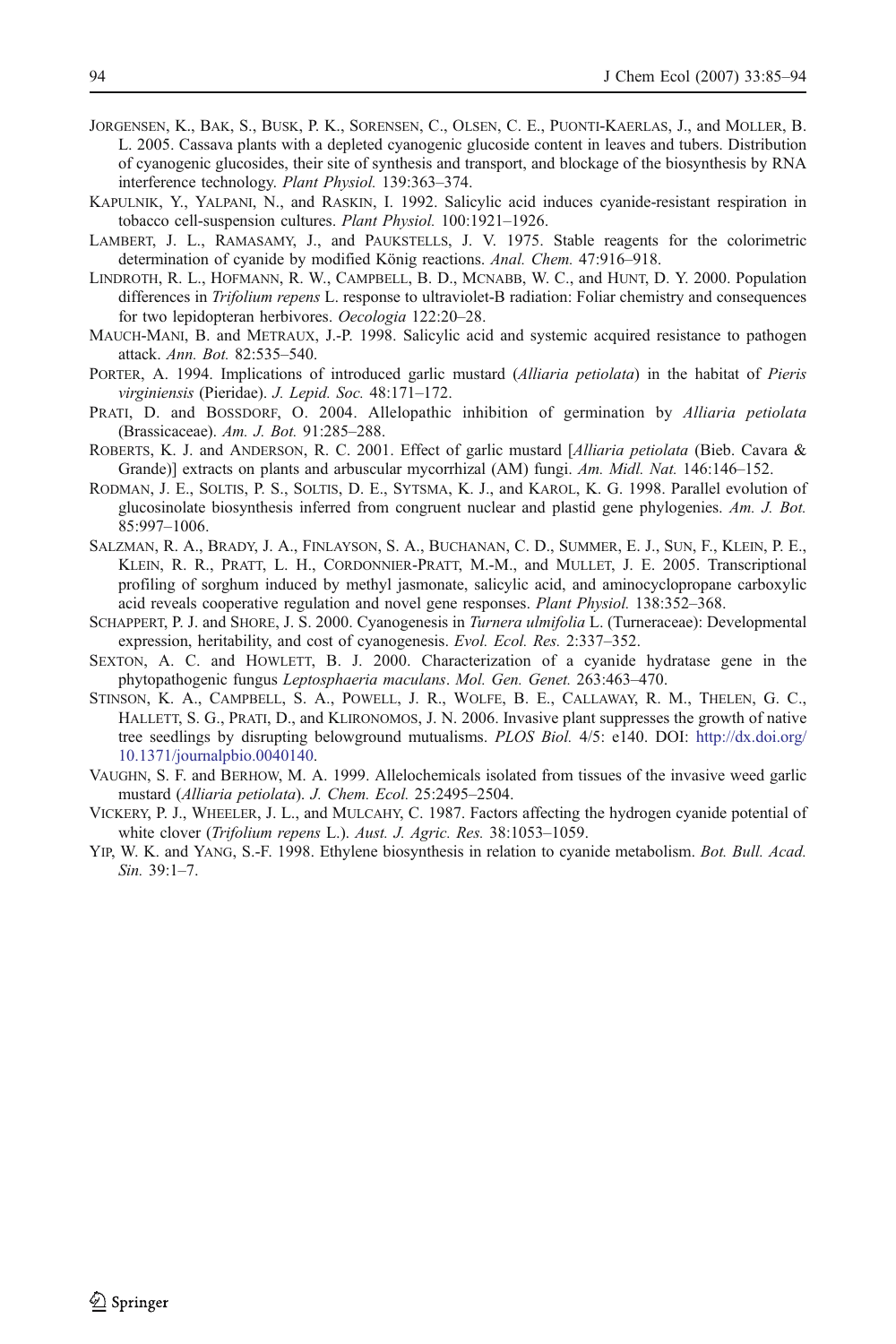Jorgensen, K., Bak, S., Busk, P. K., Sorensen, C., Olsen, C. E., Puonti-Kaerlas, J., and Moller, B. L. 2005. Cassava plants with a depleted cyanogenic glucoside content in leaves and tubers. Distribution of cyanogenic glucosides, their site of synthesis and transport, and blockage of the biosynthesis by RNA interference technology. *Plant Physiol.* 139:363–374.

Kapulnik, Y., Yalpani, N., and Raskin, I. 1992. Salicylic acid induces cyanide-resistant respiration in tobacco cell-suspension cultures. *Plant Physiol.* 100:1921–1926.

Lambert, J. L., Ramasamy, J., and Paukstells, J. V. 1975. Stable reagents for the colorimetric determination of cyanide by modified König reactions. *Anal. Chem.* 47:916–918.

Lindroth, R. L., Hofmann, R. W., Campbell, B. D., Mcnabb, W. C., and Hunt, D. Y. 2000. Population differences in *Trifolium repens* L. response to ultraviolet-B radiation: Foliar chemistry and consequences for two lepidopteran herbivores. *Oecologia* 122:20–28.

Mauch-Mani, B. and Metraux, J.-P. 1998. Salicylic acid and systemic acquired resistance to pathogen attack. *Ann. Bot.* 82:535–540.

Porter, A. 1994. Implications of introduced garlic mustard (*Alliaria petiolata*) in the habitat of *Pieris virginiensis* (Pieridae). *J. Lepid. Soc.* 48:171–172.

Prati, D. and Bossdorf, O. 2004. Allelopathic inhibition of germination by *Alliaria petiolata* (Brassicaceae). *Am. J. Bot.* 91:285–288.

Roberts, K. J. and Anderson, R. C. 2001. Effect of garlic mustard [*Alliaria petiolata* (Bieb. Cavara & Grande)] extracts on plants and arbuscular mycorrhizal (AM) fungi. *Am. Midl. Nat.* 146:146–152.

Rodman, J. E., Soltis, P. S., Soltis, D. E., Sytsma, K. J., and Karol, K. G. 1998. Parallel evolution of glucosinolate biosynthesis inferred from congruent nuclear and plastid gene phylogenies. *Am. J. Bot.* 85:997–1006.

Salzman, R. A., Brady, J. A., Finlayson, S. A., Buchanan, C. D., Summer, E. J., Sun, F., Klein, P. E., Klein, R. R., Pratt, L. H., Cordonnier-Pratt, M.-M., and Mullet, J. E. 2005. Transcriptional profiling of sorghum induced by methyl jasmonate, salicylic acid, and aminocyclopropane carboxylic acid reveals cooperative regulation and novel gene responses. *Plant Physiol.* 138:352–368.

Schappert, P. J. and Shore, J. S. 2000. Cyanogenesis in *Turnera ulmifolia* L. (Turneraceae): Developmental expression, heritability, and cost of cyanogenesis. *Evol. Ecol. Res.* 2:337–352.

Sexton, A. C. and Howlett, B. J. 2000. Characterization of a cyanide hydratase gene in the phytopathogenic fungus *Leptosphaeria maculans*. *Mol. Gen. Genet.* 263:463–470.

Stinson, K. A., Campbell, S. A., Powell, J. R., Wolfe, B. E., Callaway, R. M., Thelen, G. C., Hallett, S. G., Prati, D., and Klironomos, J. N. 2006. Invasive plant suppresses the growth of native tree seedlings by disrupting belowground mutualisms. *PLOS Biol.* 4/5: e140. DOI: http://dx.doi.org/10.1371/journalpbio.0040140.

Vaughn, S. F. and Berhow, M. A. 1999. Allelochemicals isolated from tissues of the invasive weed garlic mustard (*Alliaria petiolata*). *J. Chem. Ecol.* 25:2495–2504.

Vickery, P. J., Wheeler, J. L., and Mulcahy, C. 1987. Factors affecting the hydrogen cyanide potential of white clover (*Trifolium repens* L.). *Aust. J. Agric. Res.* 38:1053–1059.

Yip, W. K. and Yang, S.-F. 1998. Ethylene biosynthesis in relation to cyanide metabolism. *Bot. Bull. Acad. Sin.* 39:1–7.